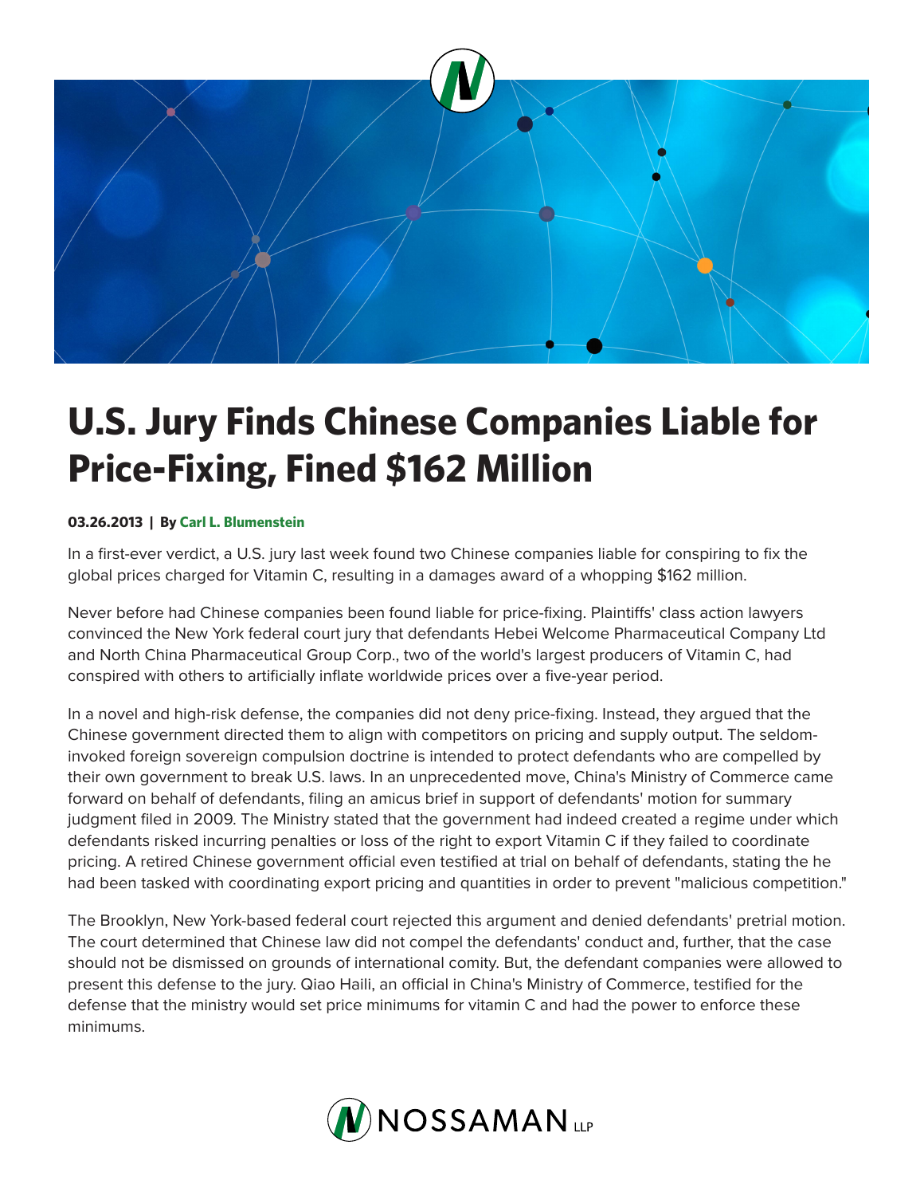# U.S. Jury Finds Chinese Companies Liable for Price-Fixing, Fined $162 Million

**03.26.2013 | By Carl L. Blumenstein**

In a first-ever verdict, a U.S. jury last week found two Chinese companies liable for conspiring to fix the global prices charged for Vitamin C, resulting in a damages award of a whopping $162 million.

Never before had Chinese companies been found liable for price-fixing. Plaintiffs' class action lawyers convinced the New York federal court jury that defendants Hebei Welcome Pharmaceutical Company Ltd and North China Pharmaceutical Group Corp., two of the world's largest producers of Vitamin C, had conspired with others to artificially inflate worldwide prices over a five-year period.

In a novel and high-risk defense, the companies did not deny price-fixing. Instead, they argued that the Chinese government directed them to align with competitors on pricing and supply output. The seldom-invoked foreign sovereign compulsion doctrine is intended to protect defendants who are compelled by their own government to break U.S. laws. In an unprecedented move, China's Ministry of Commerce came forward on behalf of defendants, filing an amicus brief in support of defendants' motion for summary judgment filed in 2009. The Ministry stated that the government had indeed created a regime under which defendants risked incurring penalties or loss of the right to export Vitamin C if they failed to coordinate pricing. A retired Chinese government official even testified at trial on behalf of defendants, stating the he had been tasked with coordinating export pricing and quantities in order to prevent "malicious competition."

The Brooklyn, New York-based federal court rejected this argument and denied defendants' pretrial motion. The court determined that Chinese law did not compel the defendants' conduct and, further, that the case should not be dismissed on grounds of international comity. But, the defendant companies were allowed to present this defense to the jury. Qiao Haili, an official in China's Ministry of Commerce, testified for the defense that the ministry would set price minimums for vitamin C and had the power to enforce these minimums.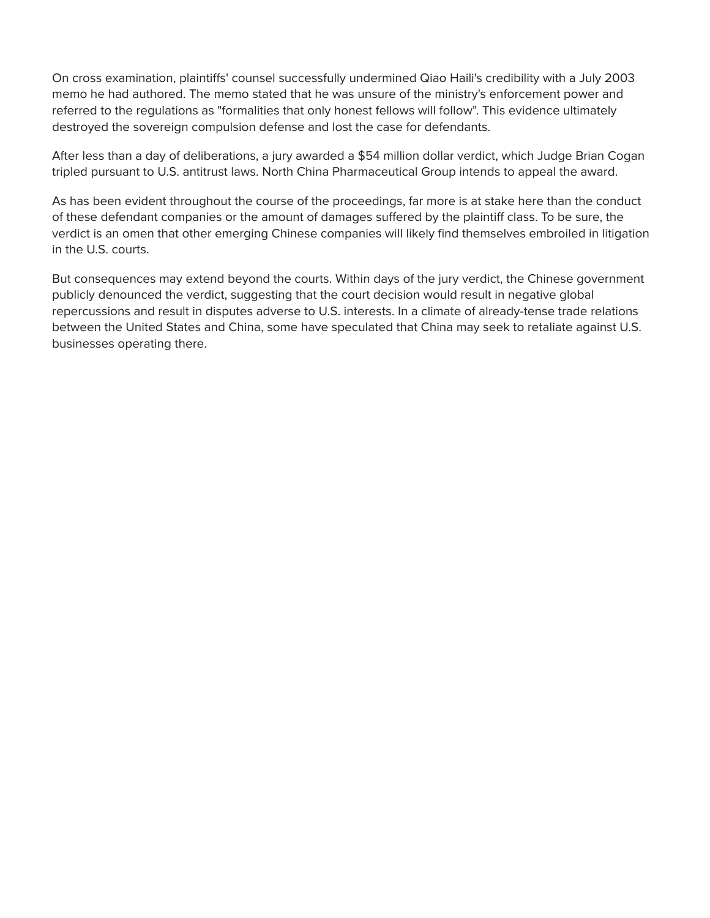On cross examination, plaintiffs' counsel successfully undermined Qiao Haili's credibility with a July 2003 memo he had authored. The memo stated that he was unsure of the ministry's enforcement power and referred to the regulations as "formalities that only honest fellows will follow". This evidence ultimately destroyed the sovereign compulsion defense and lost the case for defendants.

After less than a day of deliberations, a jury awarded a $54 million dollar verdict, which Judge Brian Cogan tripled pursuant to U.S. antitrust laws. North China Pharmaceutical Group intends to appeal the award.

As has been evident throughout the course of the proceedings, far more is at stake here than the conduct of these defendant companies or the amount of damages suffered by the plaintiff class. To be sure, the verdict is an omen that other emerging Chinese companies will likely find themselves embroiled in litigation in the U.S. courts.

But consequences may extend beyond the courts. Within days of the jury verdict, the Chinese government publicly denounced the verdict, suggesting that the court decision would result in negative global repercussions and result in disputes adverse to U.S. interests. In a climate of already-tense trade relations between the United States and China, some have speculated that China may seek to retaliate against U.S. businesses operating there.